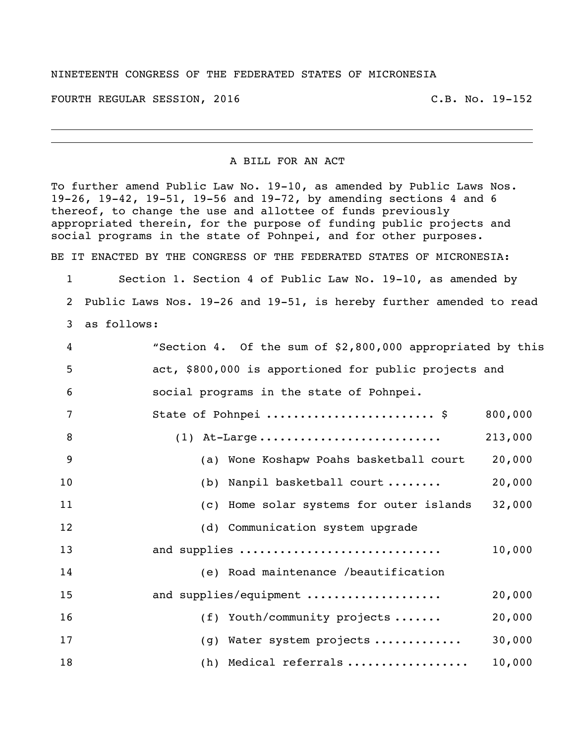NINETEENTH CONGRESS OF THE FEDERATED STATES OF MICRONESIA

FOURTH REGULAR SESSION, 2016 C.B. No. 19-152

---

A BILL FOR AN ACT

To further amend Public Law No. 19-10, as amended by Public Laws Nos. 19-26, 19-42, 19-51, 19-56 and 19-72, by amending sections 4 and 6 thereof, to change the use and allottee of funds previously appropriated therein, for the purpose of funding public projects and social programs in the state of Pohnpei, and for other purposes.

BE IT ENACTED BY THE CONGRESS OF THE FEDERATED STATES OF MICRONESIA:

1 Section 1. Section 4 of Public Law No. 19-10, as amended by
2 Public Laws Nos. 19-26 and 19-51, is hereby further amended to read
3 as follows:

4 "Section 4. Of the sum of $2,800,000 appropriated by this
5 act, $800,000 is apportioned for public projects and
6 social programs in the state of Pohnpei.

7 State of Pohnpei ........................ $ 800,000
8 (1) At-Large .......................... 213,000
9 (a) Wone Koshapw Poahs basketball court 20,000
10 (b) Nanpil basketball court ........ 20,000
11 (c) Home solar systems for outer islands 32,000
12 (d) Communication system upgrade
13 and supplies ............................ 10,000
14 (e) Road maintenance /beautification
15 and supplies/equipment .................... 20,000
16 (f) Youth/community projects ....... 20,000
17 (g) Water system projects ............ 30,000
18 (h) Medical referrals ................. 10,000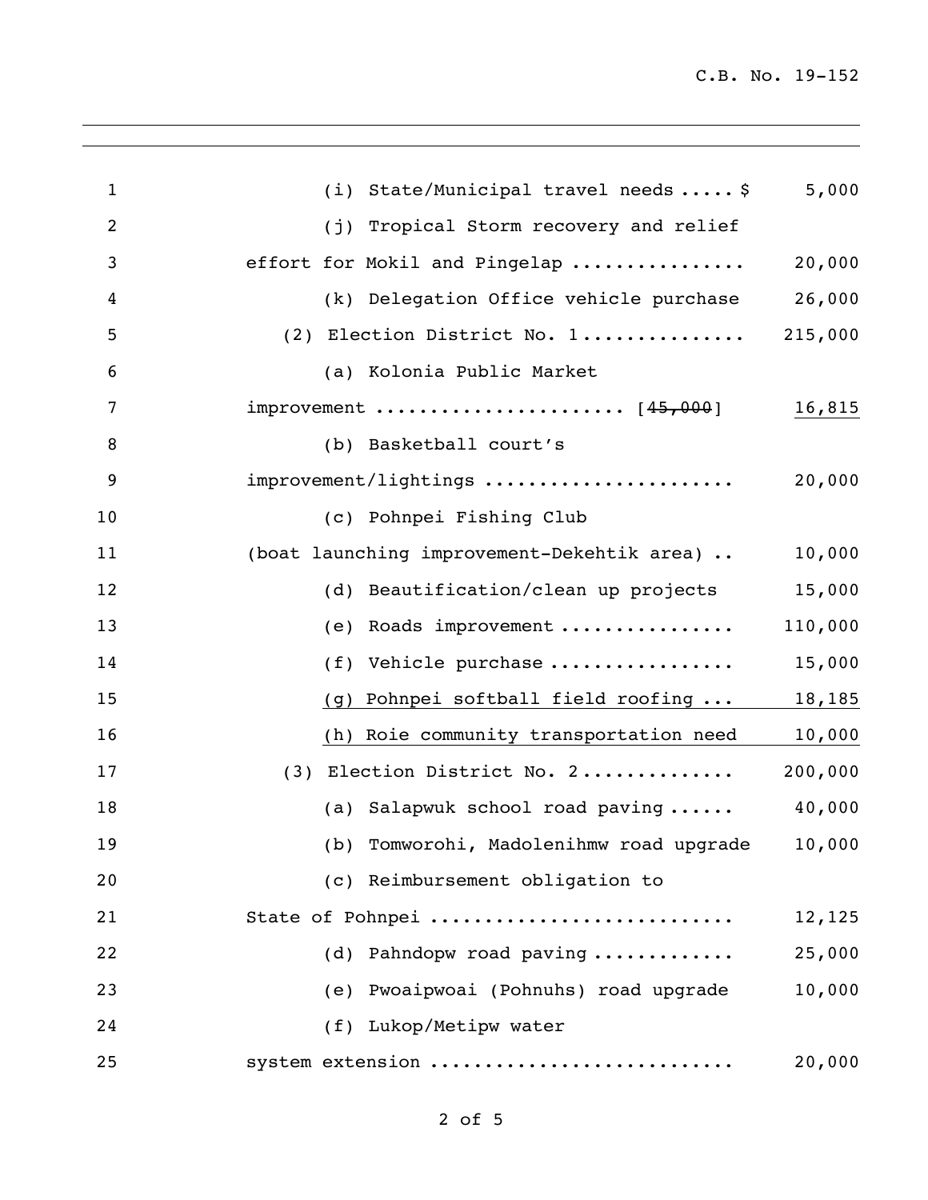(i) State/Municipal travel needs ..... $ 5,000

(j) Tropical Storm recovery and relief effort for Mokil and Pingelap ............... 20,000

(k) Delegation Office vehicle purchase 26,000

(2) Election District No. 1............... 215,000

(a) Kolonia Public Market improvement ..................... [~~45,000~~] <u>16,815</u>

(b) Basketball court's improvement/lightings ...................... 20,000

(c) Pohnpei Fishing Club (boat launching improvement-Dekehtik area) .. 10,000

(d) Beautification/clean up projects 15,000

(e) Roads improvement ................ 110,000

(f) Vehicle purchase ................ 15,000

<u>(g) Pohnpei softball field roofing ... 18,185</u>

<u>(h) Roie community transportation need 10,000</u>

(3) Election District No. 2............. 200,000

(a) Salapwuk school road paving ...... 40,000

(b) Tomworohi, Madolenihmw road upgrade 10,000

(c) Reimbursement obligation to State of Pohnpei ........................... 12,125

(d) Pahndopw road paving ............ 25,000

(e) Pwoaipwoai (Pohnuhs) road upgrade 10,000

(f) Lukop/Metipw water system extension .......................... 20,000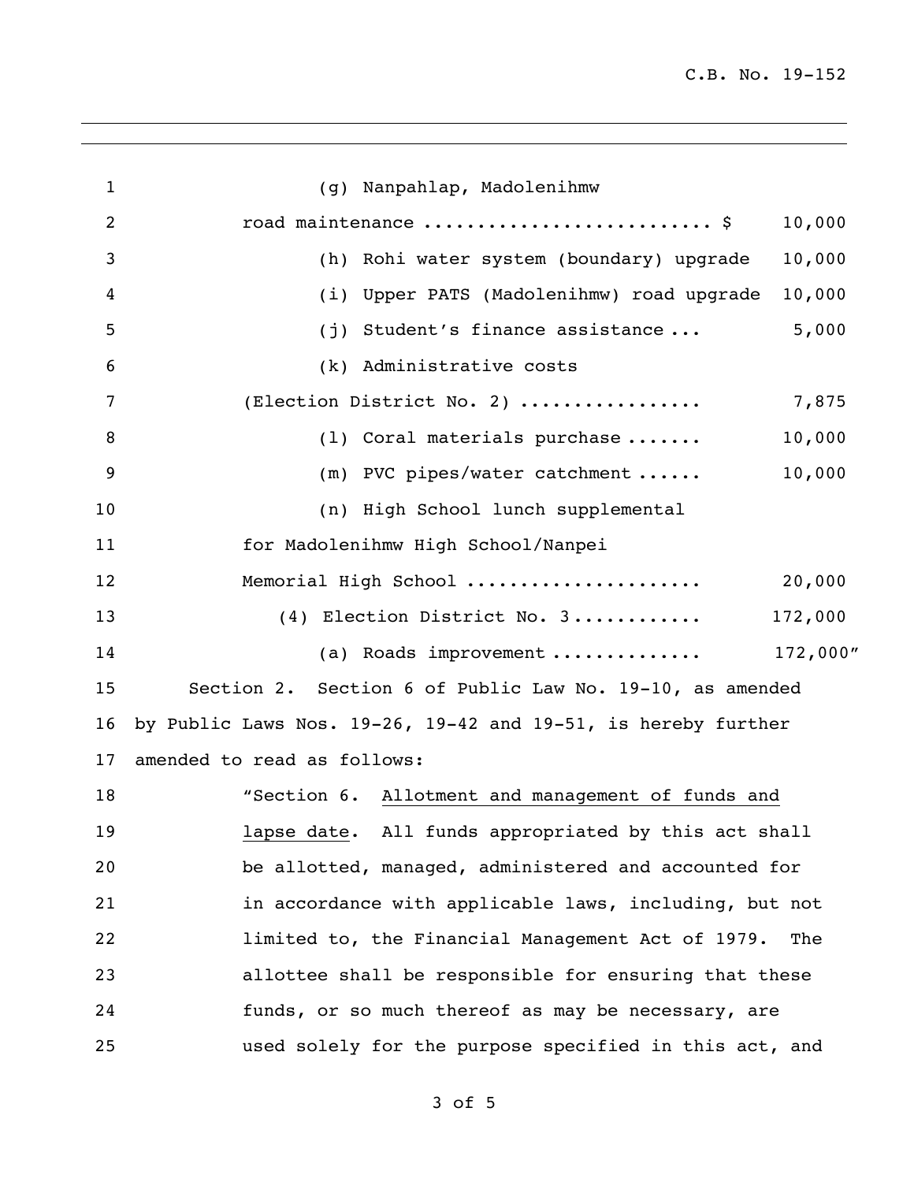(g) Nanpahlap, Madolenihmw road maintenance .......................... $ 10,000

(h) Rohi water system (boundary) upgrade 10,000

(i) Upper PATS (Madolenihmw) road upgrade 10,000

(j) Student's finance assistance ... 5,000

(k) Administrative costs (Election District No. 2) ................ 7,875

(l) Coral materials purchase ....... 10,000

(m) PVC pipes/water catchment ...... 10,000

(n) High School lunch supplemental for Madolenihmw High School/Nanpei Memorial High School ..................... 20,000

(4) Election District No. 3 ............ 172,000

(a) Roads improvement ............. 172,000"

Section 2. Section 6 of Public Law No. 19-10, as amended by Public Laws Nos. 19-26, 19-42 and 19-51, is hereby further amended to read as follows:

"Section 6. Allotment and management of funds and lapse date. All funds appropriated by this act shall be allotted, managed, administered and accounted for in accordance with applicable laws, including, but not limited to, the Financial Management Act of 1979. The allottee shall be responsible for ensuring that these funds, or so much thereof as may be necessary, are used solely for the purpose specified in this act, and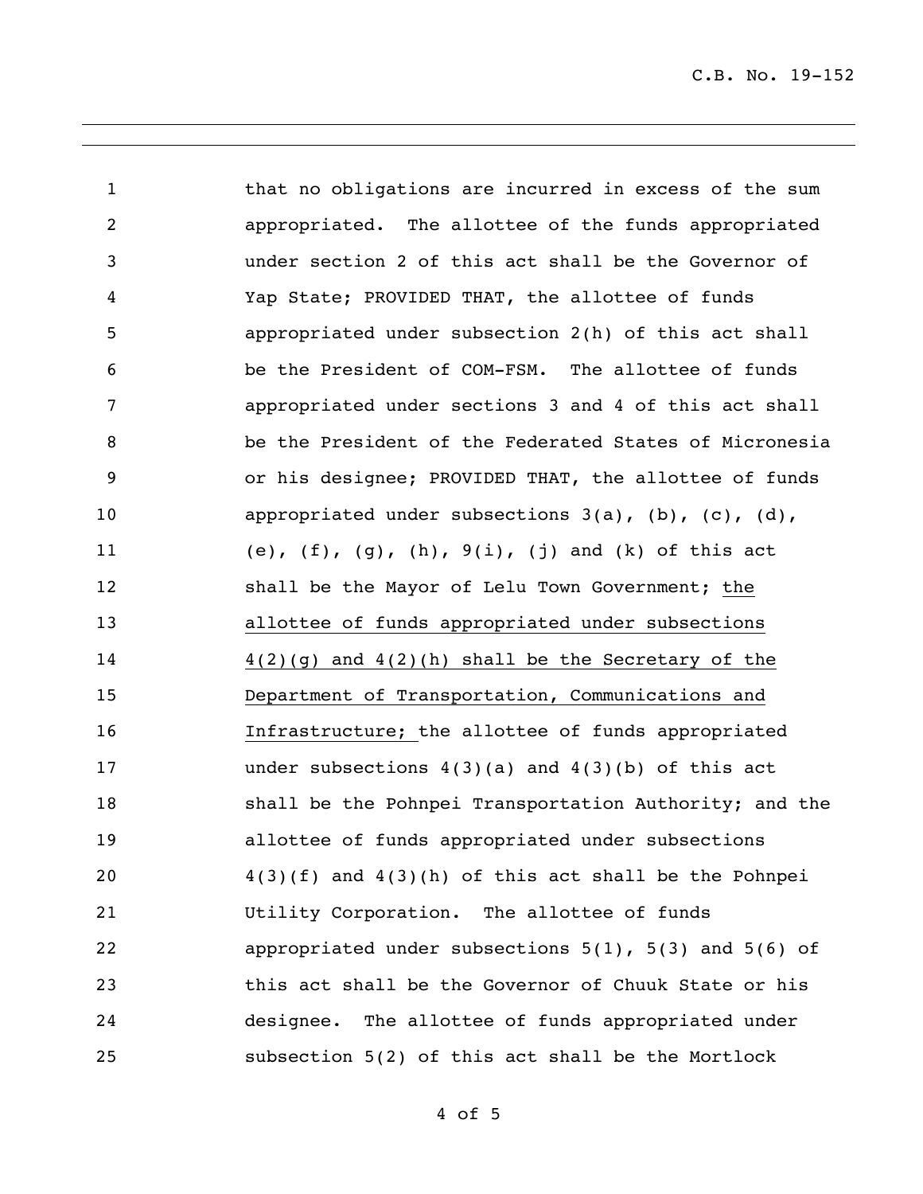that no obligations are incurred in excess of the sum appropriated. The allottee of the funds appropriated under section 2 of this act shall be the Governor of Yap State; PROVIDED THAT, the allottee of funds appropriated under subsection 2(h) of this act shall be the President of COM-FSM. The allottee of funds appropriated under sections 3 and 4 of this act shall be the President of the Federated States of Micronesia or his designee; PROVIDED THAT, the allottee of funds appropriated under subsections 3(a), (b), (c), (d), (e), (f), (g), (h), 9(i), (j) and (k) of this act shall be the Mayor of Lelu Town Government; <u>the allottee of funds appropriated under subsections 4(2)(g) and 4(2)(h) shall be the Secretary of the Department of Transportation, Communications and Infrastructure;</u> the allottee of funds appropriated under subsections 4(3)(a) and 4(3)(b) of this act shall be the Pohnpei Transportation Authority; and the allottee of funds appropriated under subsections 4(3)(f) and 4(3)(h) of this act shall be the Pohnpei Utility Corporation. The allottee of funds appropriated under subsections 5(1), 5(3) and 5(6) of this act shall be the Governor of Chuuk State or his designee. The allottee of funds appropriated under subsection 5(2) of this act shall be the Mortlock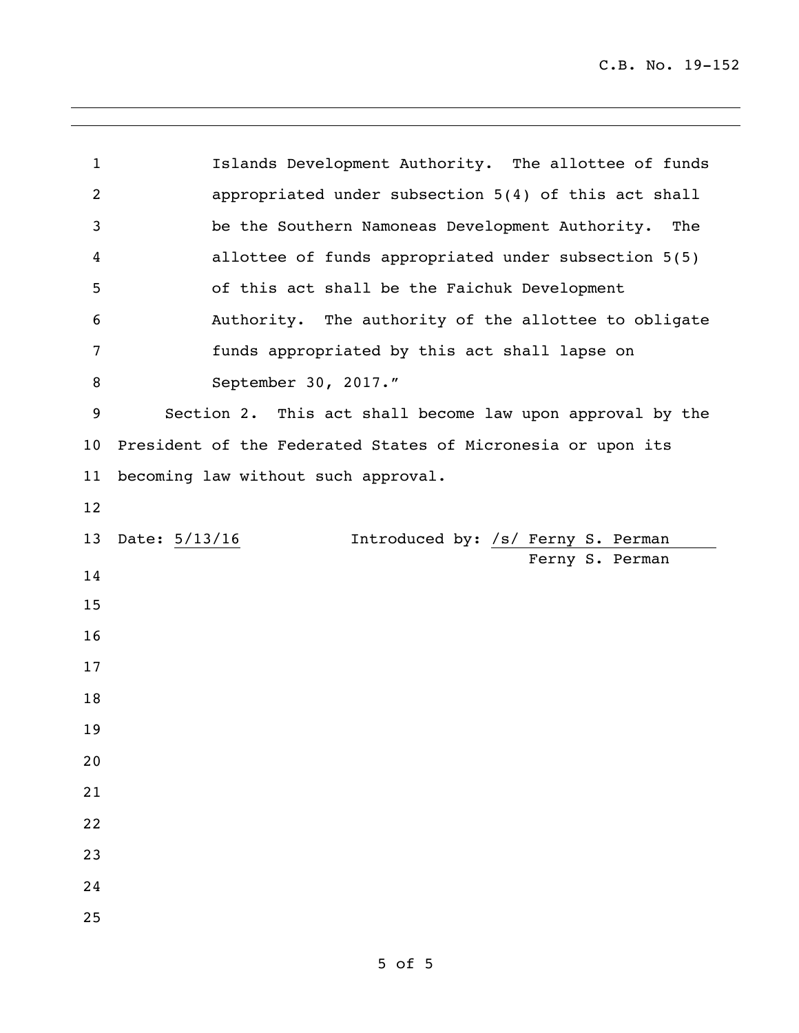Islands Development Authority. The allottee of funds appropriated under subsection 5(4) of this act shall be the Southern Namoneas Development Authority. The allottee of funds appropriated under subsection 5(5) of this act shall be the Faichuk Development Authority. The authority of the allottee to obligate funds appropriated by this act shall lapse on September 30, 2017."

Section 2. This act shall become law upon approval by the President of the Federated States of Micronesia or upon its becoming law without such approval.

Date: 5/13/16

Introduced by: /s/ Ferny S. Perman

Ferny S. Perman